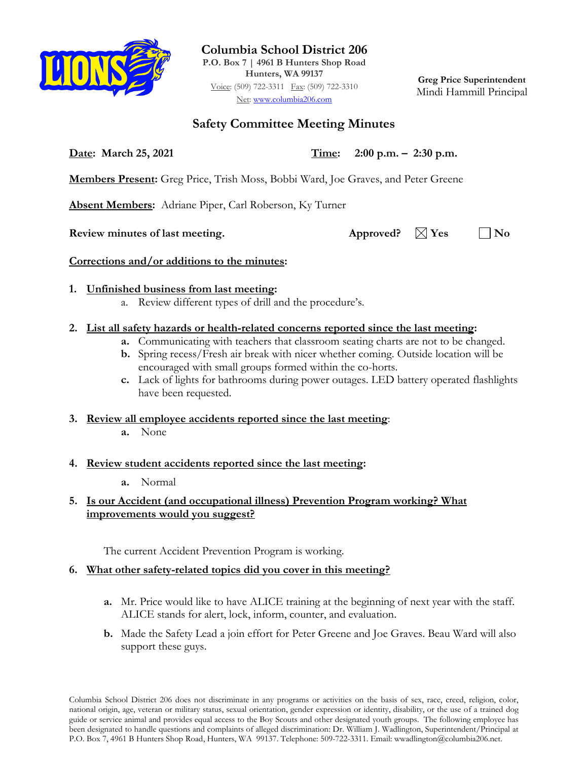**Columbia School District 206**
**P.O. Box 7 | 4961 B Hunters Shop Road**
**Hunters, WA 99137**
Voice: (509) 722-3311 Fax: (509) 722-3310
Net: www.columbia206.com

**Greg Price Superintendent**
Mindi Hammill Principal

# Safety Committee Meeting Minutes

**Date: March 25, 2021** **Time: 2:00 p.m. – 2:30 p.m.**

**Members Present:** Greg Price, Trish Moss, Bobbi Ward, Joe Graves, and Peter Greene

**Absent Members:** Adriane Piper, Carl Roberson, Ky Turner

**Review minutes of last meeting.** **Approved?** ☒ **Yes** ☐ **No**

**Corrections and/or additions to the minutes:**

1. **Unfinished business from last meeting:**
   a. Review different types of drill and the procedure's.

2. **List all safety hazards or health-related concerns reported since the last meeting:**
   a. Communicating with teachers that classroom seating charts are not to be changed.
   b. Spring recess/Fresh air break with nicer whether coming. Outside location will be encouraged with small groups formed within the co-horts.
   c. Lack of lights for bathrooms during power outages. LED battery operated flashlights have been requested.

3. **Review all employee accidents reported since the last meeting:**
   a. None

4. **Review student accidents reported since the last meeting:**
   a. Normal

5. **Is our Accident (and occupational illness) Prevention Program working? What improvements would you suggest?**

   The current Accident Prevention Program is working.

6. **What other safety-related topics did you cover in this meeting?**
   a. Mr. Price would like to have ALICE training at the beginning of next year with the staff. ALICE stands for alert, lock, inform, counter, and evaluation.
   b. Made the Safety Lead a join effort for Peter Greene and Joe Graves. Beau Ward will also support these guys.

Columbia School District 206 does not discriminate in any programs or activities on the basis of sex, race, creed, religion, color, national origin, age, veteran or military status, sexual orientation, gender expression or identity, disability, or the use of a trained dog guide or service animal and provides equal access to the Boy Scouts and other designated youth groups. The following employee has been designated to handle questions and complaints of alleged discrimination: Dr. William J. Wadlington, Superintendent/Principal at P.O. Box 7, 4961 B Hunters Shop Road, Hunters, WA 99137. Telephone: 509-722-3311. Email: wwadlington@columbia206.net.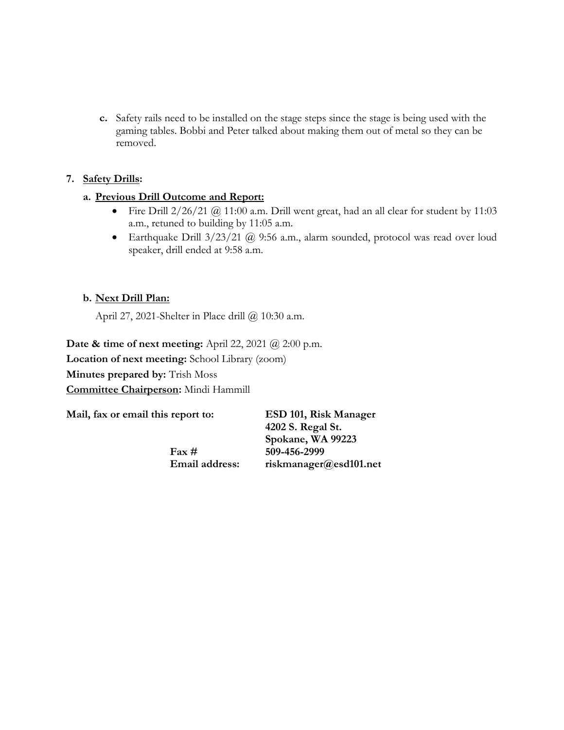c. Safety rails need to be installed on the stage steps since the stage is being used with the gaming tables. Bobbi and Peter talked about making them out of metal so they can be removed.

7. **Safety Drills:**

   a. **Previous Drill Outcome and Report:**
      - Fire Drill 2/26/21 @ 11:00 a.m. Drill went great, had an all clear for student by 11:03 a.m., retuned to building by 11:05 a.m.
      - Earthquake Drill 3/23/21 @ 9:56 a.m., alarm sounded, protocol was read over loud speaker, drill ended at 9:58 a.m.

   b. **Next Drill Plan:**

      April 27, 2021-Shelter in Place drill @ 10:30 a.m.

**Date & time of next meeting:** April 22, 2021 @ 2:00 p.m.
**Location of next meeting:** School Library (zoom)
**Minutes prepared by:** Trish Moss
**Committee Chairperson:** Mindi Hammill

**Mail, fax or email this report to:** **ESD 101, Risk Manager**
**4202 S. Regal St.**
**Spokane, WA 99223**
**Fax #** **509-456-2999**
**Email address:** **riskmanager@esd101.net**